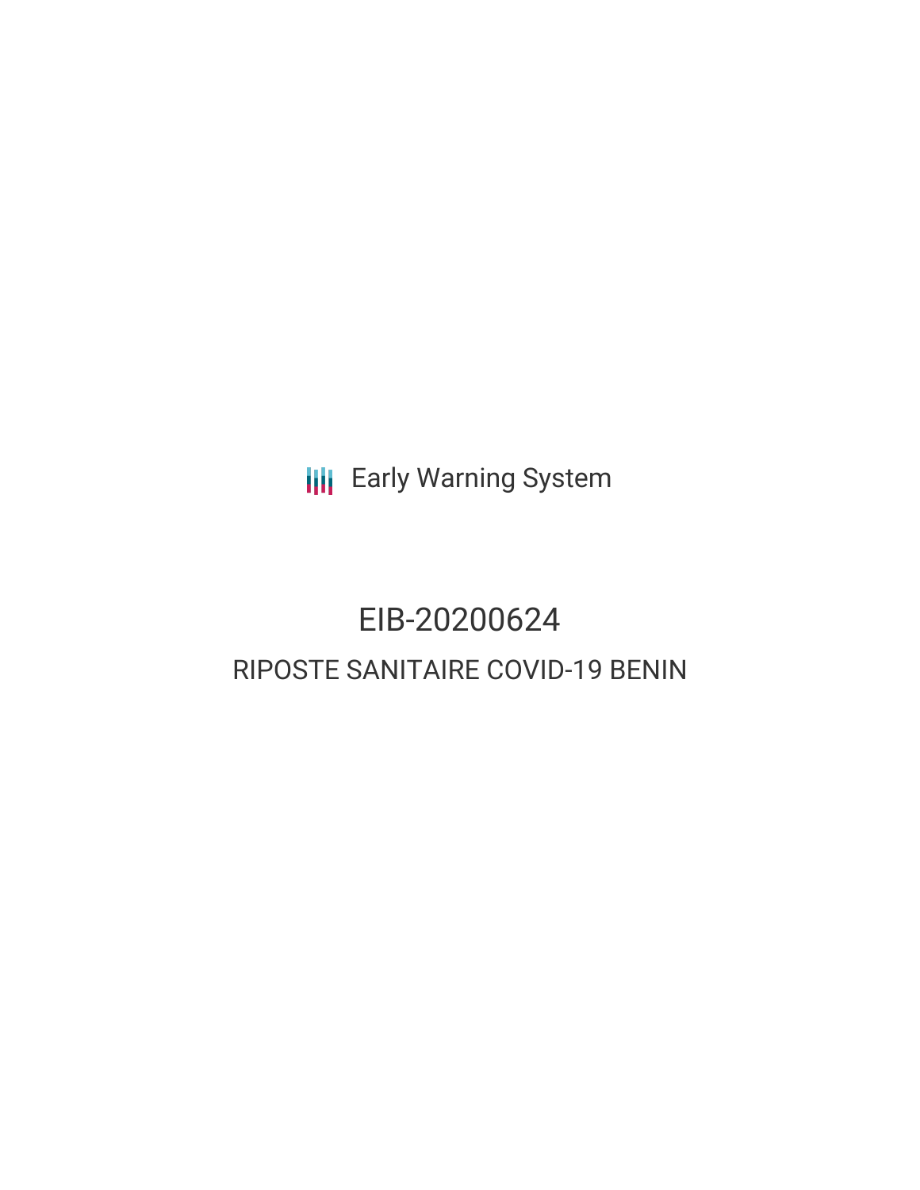Early Warning System

# EIB-20200624

## RIPOSTE SANITAIRE COVID-19 BENIN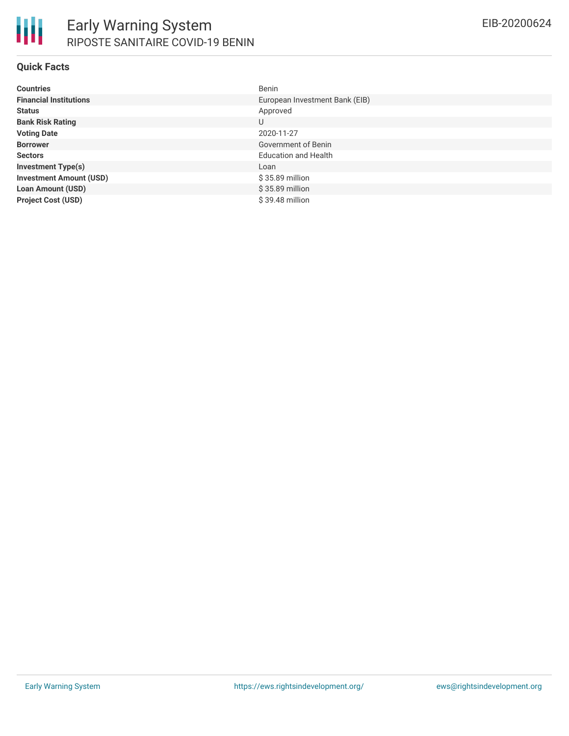## Quick Facts

| | |
|---|---|
| **Countries** | Benin |
| **Financial Institutions** | European Investment Bank (EIB) |
| **Status** | Approved |
| **Bank Risk Rating** | U |
| **Voting Date** | 2020-11-27 |
| **Borrower** | Government of Benin |
| **Sectors** | Education and Health |
| **Investment Type(s)** | Loan |
| **Investment Amount (USD)** | $ 35.89 million |
| **Loan Amount (USD)** | $ 35.89 million |
| **Project Cost (USD)** | $ 39.48 million |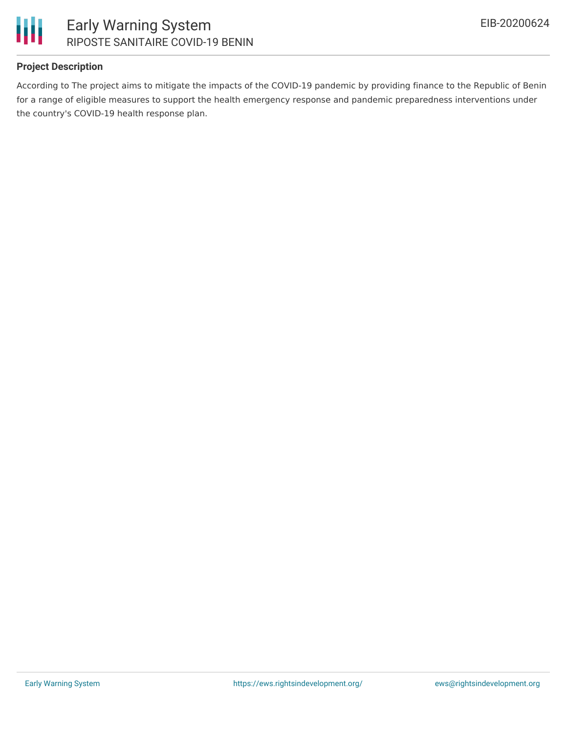**Project Description**

According to The project aims to mitigate the impacts of the COVID-19 pandemic by providing finance to the Republic of Benin for a range of eligible measures to support the health emergency response and pandemic preparedness interventions under the country's COVID-19 health response plan.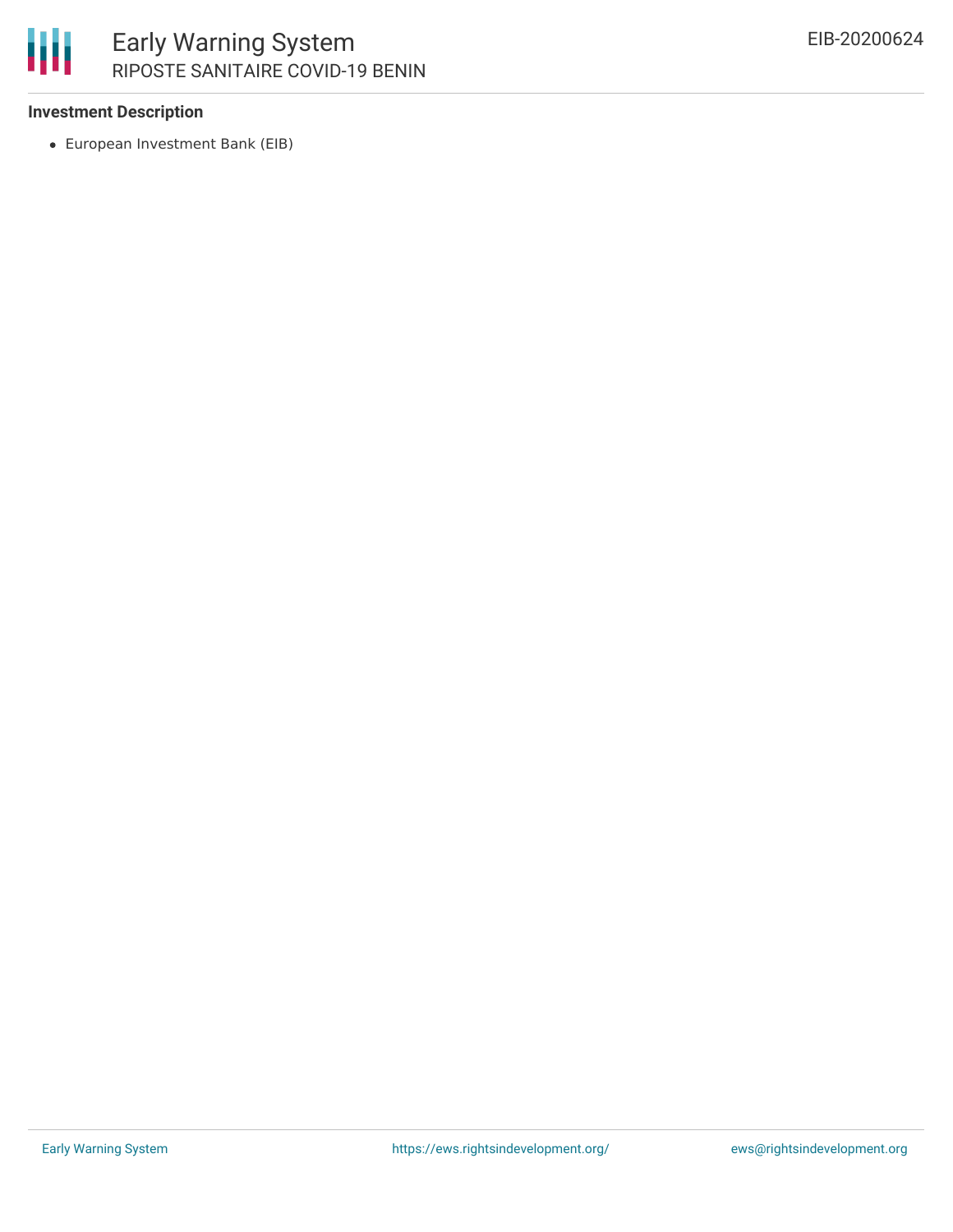**Investment Description**

- European Investment Bank (EIB)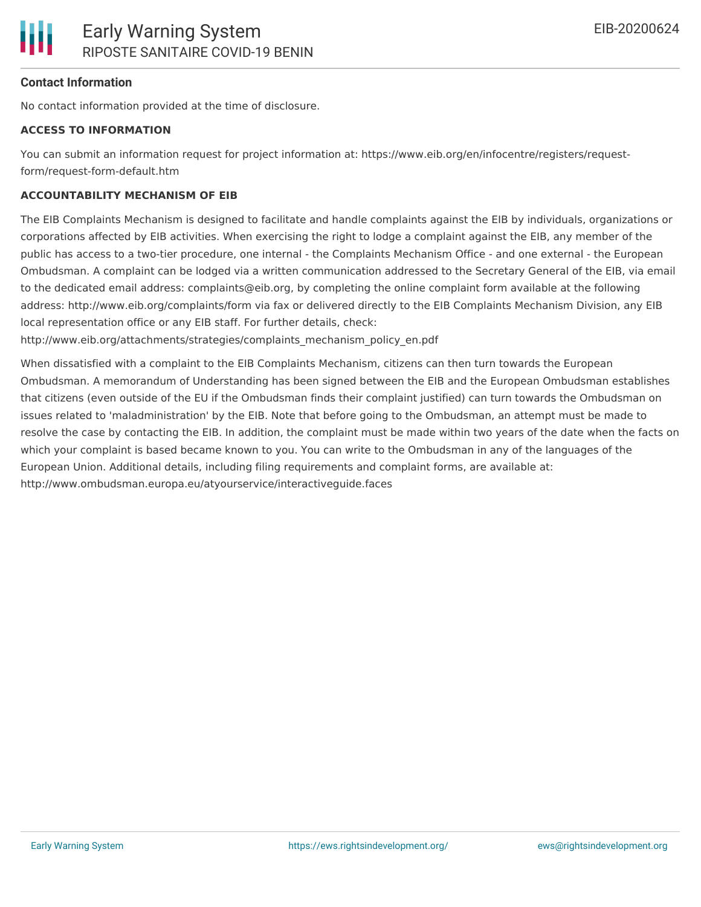### Contact Information

No contact information provided at the time of disclosure.

**ACCESS TO INFORMATION**

You can submit an information request for project information at: https://www.eib.org/en/infocentre/registers/request-form/request-form-default.htm

**ACCOUNTABILITY MECHANISM OF EIB**

The EIB Complaints Mechanism is designed to facilitate and handle complaints against the EIB by individuals, organizations or corporations affected by EIB activities. When exercising the right to lodge a complaint against the EIB, any member of the public has access to a two-tier procedure, one internal - the Complaints Mechanism Office - and one external - the European Ombudsman. A complaint can be lodged via a written communication addressed to the Secretary General of the EIB, via email to the dedicated email address: complaints@eib.org, by completing the online complaint form available at the following address: http://www.eib.org/complaints/form via fax or delivered directly to the EIB Complaints Mechanism Division, any EIB local representation office or any EIB staff. For further details, check: http://www.eib.org/attachments/strategies/complaints_mechanism_policy_en.pdf

When dissatisfied with a complaint to the EIB Complaints Mechanism, citizens can then turn towards the European Ombudsman. A memorandum of Understanding has been signed between the EIB and the European Ombudsman establishes that citizens (even outside of the EU if the Ombudsman finds their complaint justified) can turn towards the Ombudsman on issues related to 'maladministration' by the EIB. Note that before going to the Ombudsman, an attempt must be made to resolve the case by contacting the EIB. In addition, the complaint must be made within two years of the date when the facts on which your complaint is based became known to you. You can write to the Ombudsman in any of the languages of the European Union. Additional details, including filing requirements and complaint forms, are available at: http://www.ombudsman.europa.eu/atyourservice/interactiveguide.faces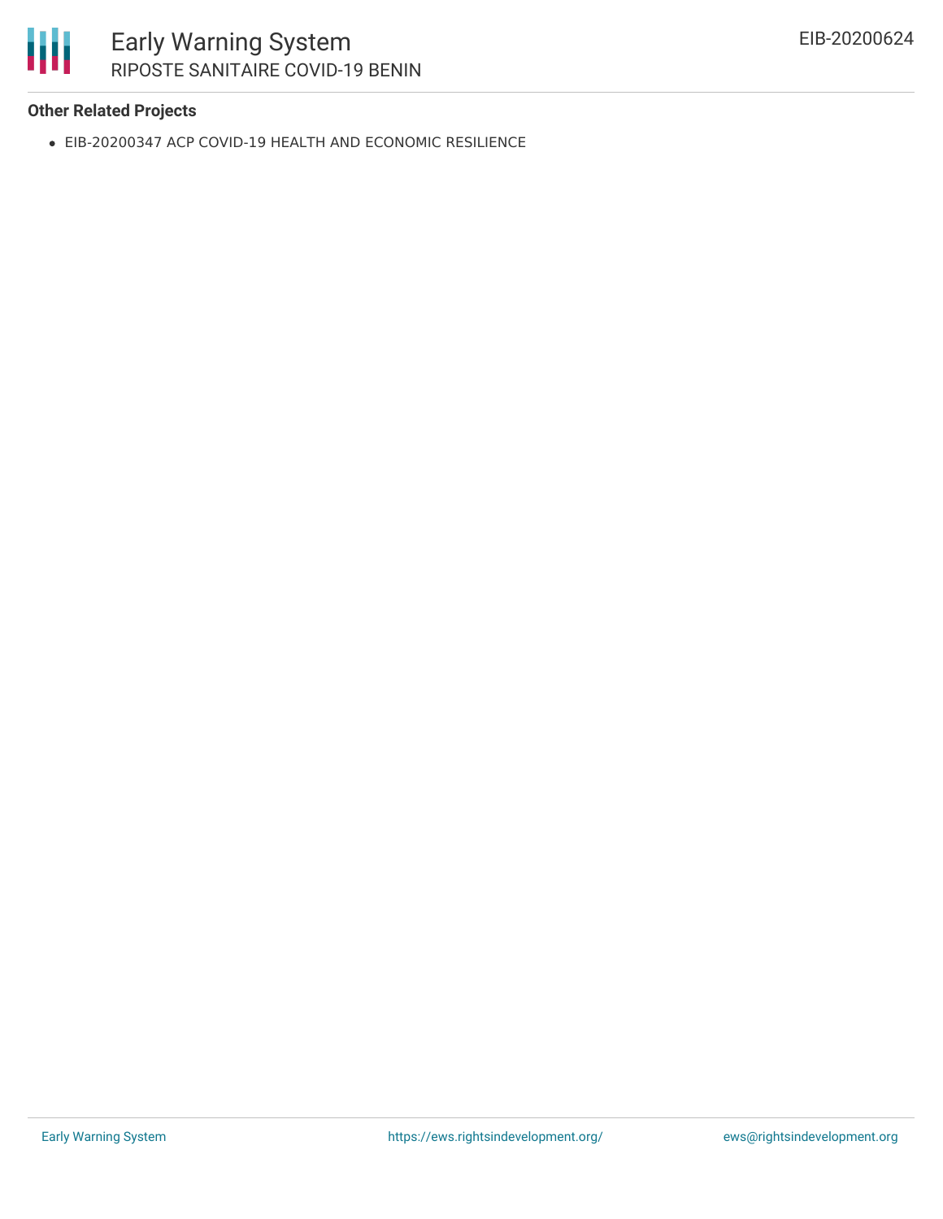### Other Related Projects

- EIB-20200347 ACP COVID-19 HEALTH AND ECONOMIC RESILIENCE